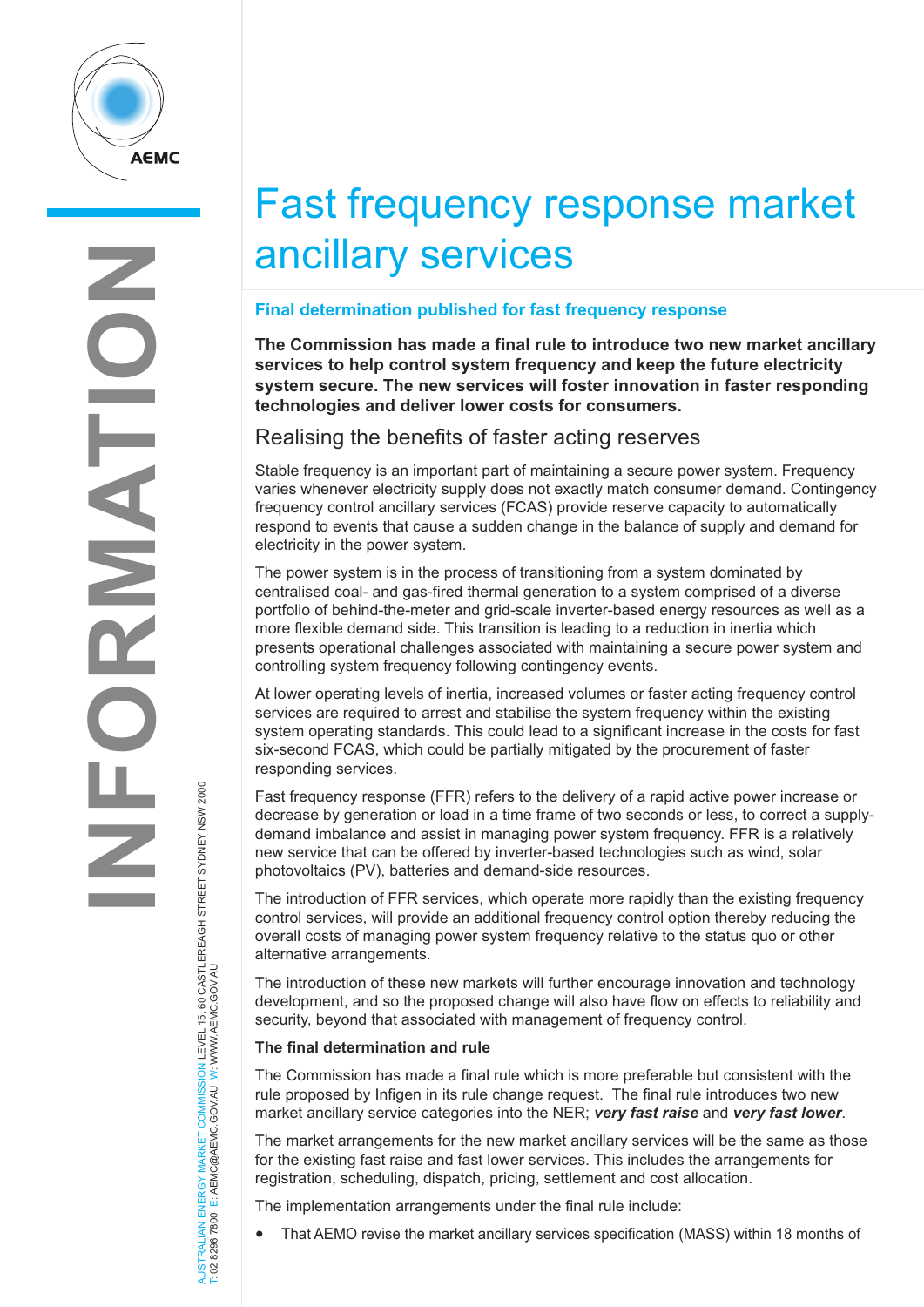# Fast frequency response market ancillary services

## Final determination published for fast frequency response

**The Commission has made a final rule to introduce two new market ancillary services to help control system frequency and keep the future electricity system secure. The new services will foster innovation in faster responding technologies and deliver lower costs for consumers.**

## Realising the benefits of faster acting reserves

Stable frequency is an important part of maintaining a secure power system. Frequency varies whenever electricity supply does not exactly match consumer demand. Contingency frequency control ancillary services (FCAS) provide reserve capacity to automatically respond to events that cause a sudden change in the balance of supply and demand for electricity in the power system.

The power system is in the process of transitioning from a system dominated by centralised coal- and gas-fired thermal generation to a system comprised of a diverse portfolio of behind-the-meter and grid-scale inverter-based energy resources as well as a more flexible demand side. This transition is leading to a reduction in inertia which presents operational challenges associated with maintaining a secure power system and controlling system frequency following contingency events.

At lower operating levels of inertia, increased volumes or faster acting frequency control services are required to arrest and stabilise the system frequency within the existing system operating standards. This could lead to a significant increase in the costs for fast six-second FCAS, which could be partially mitigated by the procurement of faster responding services.

Fast frequency response (FFR) refers to the delivery of a rapid active power increase or decrease by generation or load in a time frame of two seconds or less, to correct a supply-demand imbalance and assist in managing power system frequency. FFR is a relatively new service that can be offered by inverter-based technologies such as wind, solar photovoltaics (PV), batteries and demand-side resources.

The introduction of FFR services, which operate more rapidly than the existing frequency control services, will provide an additional frequency control option thereby reducing the overall costs of managing power system frequency relative to the status quo or other alternative arrangements.

The introduction of these new markets will further encourage innovation and technology development, and so the proposed change will also have flow on effects to reliability and security, beyond that associated with management of frequency control.

**The final determination and rule**

The Commission has made a final rule which is more preferable but consistent with the rule proposed by Infigen in its rule change request. The final rule introduces two new market ancillary service categories into the NER; ***very fast raise*** and ***very fast lower***.

The market arrangements for the new market ancillary services will be the same as those for the existing fast raise and fast lower services. This includes the arrangements for registration, scheduling, dispatch, pricing, settlement and cost allocation.

The implementation arrangements under the final rule include:

- That AEMO revise the market ancillary services specification (MASS) within 18 months of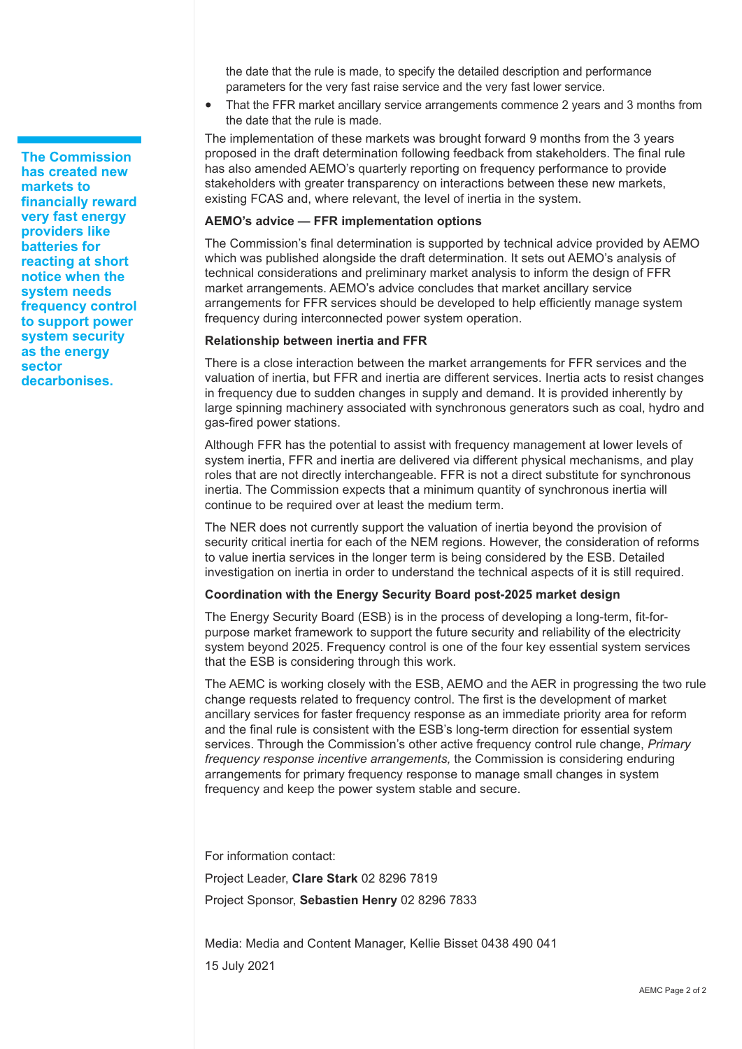**The Commission has created new markets to financially reward very fast energy providers like batteries for reacting at short notice when the system needs frequency control to support power system security as the energy sector decarbonises.**

the date that the rule is made, to specify the detailed description and performance parameters for the very fast raise service and the very fast lower service.

- That the FFR market ancillary service arrangements commence 2 years and 3 months from the date that the rule is made.

The implementation of these markets was brought forward 9 months from the 3 years proposed in the draft determination following feedback from stakeholders. The final rule has also amended AEMO's quarterly reporting on frequency performance to provide stakeholders with greater transparency on interactions between these new markets, existing FCAS and, where relevant, the level of inertia in the system.

**AEMO's advice — FFR implementation options**

The Commission's final determination is supported by technical advice provided by AEMO which was published alongside the draft determination. It sets out AEMO's analysis of technical considerations and preliminary market analysis to inform the design of FFR market arrangements. AEMO's advice concludes that market ancillary service arrangements for FFR services should be developed to help efficiently manage system frequency during interconnected power system operation.

**Relationship between inertia and FFR**

There is a close interaction between the market arrangements for FFR services and the valuation of inertia, but FFR and inertia are different services. Inertia acts to resist changes in frequency due to sudden changes in supply and demand. It is provided inherently by large spinning machinery associated with synchronous generators such as coal, hydro and gas-fired power stations.

Although FFR has the potential to assist with frequency management at lower levels of system inertia, FFR and inertia are delivered via different physical mechanisms, and play roles that are not directly interchangeable. FFR is not a direct substitute for synchronous inertia. The Commission expects that a minimum quantity of synchronous inertia will continue to be required over at least the medium term.

The NER does not currently support the valuation of inertia beyond the provision of security critical inertia for each of the NEM regions. However, the consideration of reforms to value inertia services in the longer term is being considered by the ESB. Detailed investigation on inertia in order to understand the technical aspects of it is still required.

**Coordination with the Energy Security Board post-2025 market design**

The Energy Security Board (ESB) is in the process of developing a long-term, fit-for-purpose market framework to support the future security and reliability of the electricity system beyond 2025. Frequency control is one of the four key essential system services that the ESB is considering through this work.

The AEMC is working closely with the ESB, AEMO and the AER in progressing the two rule change requests related to frequency control. The first is the development of market ancillary services for faster frequency response as an immediate priority area for reform and the final rule is consistent with the ESB's long-term direction for essential system services. Through the Commission's other active frequency control rule change, *Primary frequency response incentive arrangements,* the Commission is considering enduring arrangements for primary frequency response to manage small changes in system frequency and keep the power system stable and secure.

For information contact:

Project Leader, **Clare Stark** 02 8296 7819

Project Sponsor, **Sebastien Henry** 02 8296 7833

Media: Media and Content Manager, Kellie Bisset 0438 490 041

15 July 2021